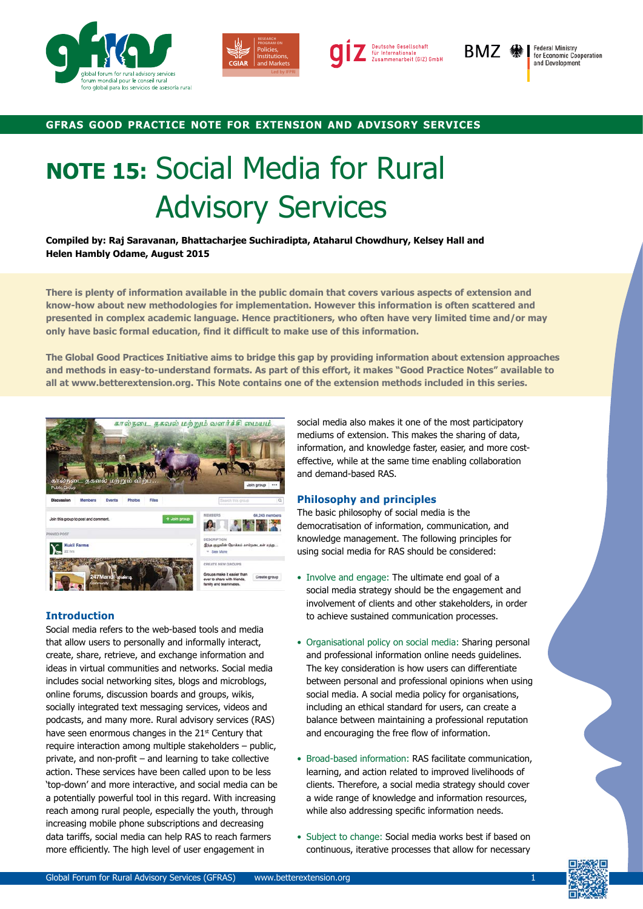GFRAS GOOD PRACTICE NOTE FOR EXTENSION AND ADVISORY SERVICES

# NOTE 15: Social Media for Rural Advisory Services

**Compiled by: Raj Saravanan, Bhattacharjee Suchiradipta, Ataharul Chowdhury, Kelsey Hall and Helen Hambly Odame, August 2015**

**There is plenty of information available in the public domain that covers various aspects of extension and know-how about new methodologies for implementation. However this information is often scattered and presented in complex academic language. Hence practitioners, who often have very limited time and/or may only have basic formal education, find it difficult to make use of this information.**

**The Global Good Practices Initiative aims to bridge this gap by providing information about extension approaches and methods in easy-to-understand formats. As part of this effort, it makes "Good Practice Notes" available to all at www.betterextension.org. This Note contains one of the extension methods included in this series.**

## Introduction

Social media refers to the web-based tools and media that allow users to personally and informally interact, create, share, retrieve, and exchange information and ideas in virtual communities and networks. Social media includes social networking sites, blogs and microblogs, online forums, discussion boards and groups, wikis, socially integrated text messaging services, videos and podcasts, and many more. Rural advisory services (RAS) have seen enormous changes in the 21st Century that require interaction among multiple stakeholders – public, private, and non-profit – and learning to take collective action. These services have been called upon to be less 'top-down' and more interactive, and social media can be a potentially powerful tool in this regard. With increasing reach among rural people, especially the youth, through increasing mobile phone subscriptions and decreasing data tariffs, social media can help RAS to reach farmers more efficiently. The high level of user engagement in social media also makes it one of the most participatory mediums of extension. This makes the sharing of data, information, and knowledge faster, easier, and more cost-effective, while at the same time enabling collaboration and demand-based RAS.

## Philosophy and principles

The basic philosophy of social media is the democratisation of information, communication, and knowledge management. The following principles for using social media for RAS should be considered:

- Involve and engage: The ultimate end goal of a social media strategy should be the engagement and involvement of clients and other stakeholders, in order to achieve sustained communication processes.
- Organisational policy on social media: Sharing personal and professional information online needs guidelines. The key consideration is how users can differentiate between personal and professional opinions when using social media. A social media policy for organisations, including an ethical standard for users, can create a balance between maintaining a professional reputation and encouraging the free flow of information.
- Broad-based information: RAS facilitate communication, learning, and action related to improved livelihoods of clients. Therefore, a social media strategy should cover a wide range of knowledge and information resources, while also addressing specific information needs.
- Subject to change: Social media works best if based on continuous, iterative processes that allow for necessary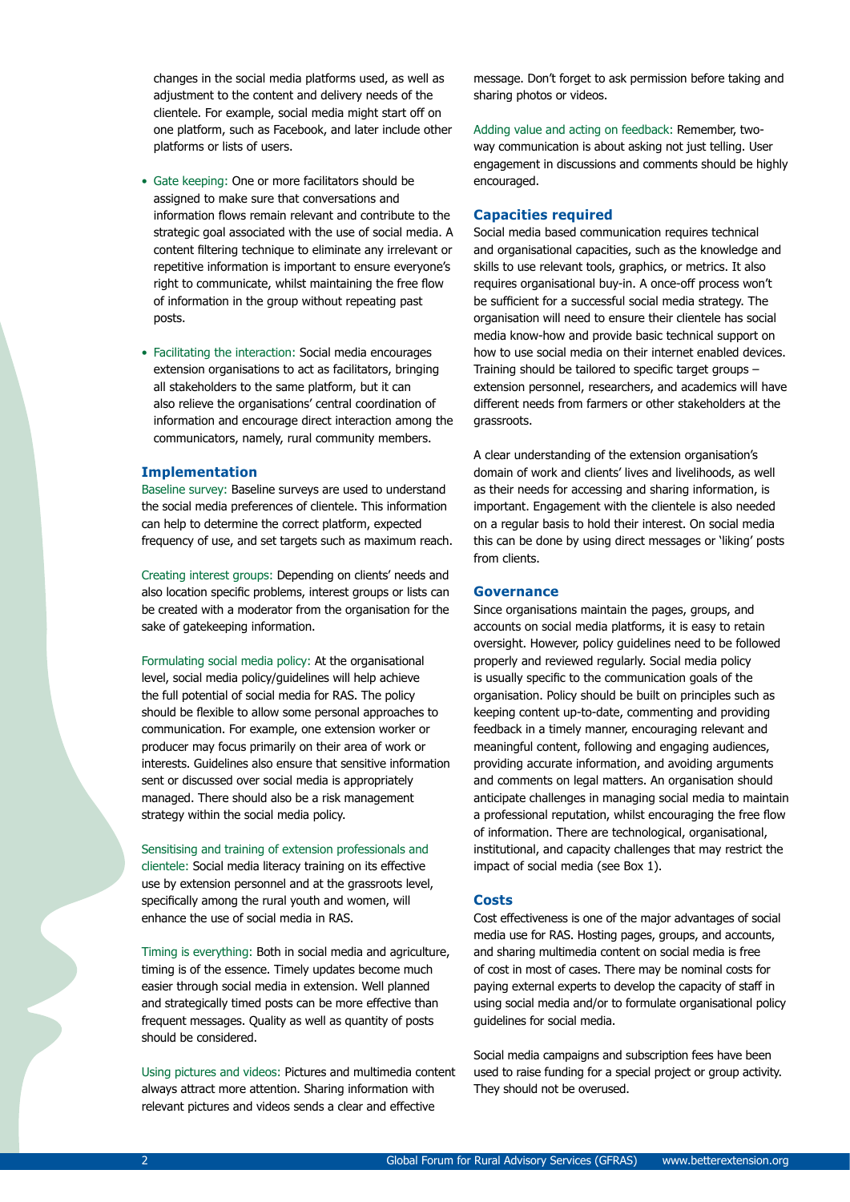changes in the social media platforms used, as well as adjustment to the content and delivery needs of the clientele. For example, social media might start off on one platform, such as Facebook, and later include other platforms or lists of users.

- Gate keeping: One or more facilitators should be assigned to make sure that conversations and information flows remain relevant and contribute to the strategic goal associated with the use of social media. A content filtering technique to eliminate any irrelevant or repetitive information is important to ensure everyone's right to communicate, whilst maintaining the free flow of information in the group without repeating past posts.
- Facilitating the interaction: Social media encourages extension organisations to act as facilitators, bringing all stakeholders to the same platform, but it can also relieve the organisations' central coordination of information and encourage direct interaction among the communicators, namely, rural community members.

## Implementation

Baseline survey: Baseline surveys are used to understand the social media preferences of clientele. This information can help to determine the correct platform, expected frequency of use, and set targets such as maximum reach.

Creating interest groups: Depending on clients' needs and also location specific problems, interest groups or lists can be created with a moderator from the organisation for the sake of gatekeeping information.

Formulating social media policy: At the organisational level, social media policy/guidelines will help achieve the full potential of social media for RAS. The policy should be flexible to allow some personal approaches to communication. For example, one extension worker or producer may focus primarily on their area of work or interests. Guidelines also ensure that sensitive information sent or discussed over social media is appropriately managed. There should also be a risk management strategy within the social media policy.

Sensitising and training of extension professionals and clientele: Social media literacy training on its effective use by extension personnel and at the grassroots level, specifically among the rural youth and women, will enhance the use of social media in RAS.

Timing is everything: Both in social media and agriculture, timing is of the essence. Timely updates become much easier through social media in extension. Well planned and strategically timed posts can be more effective than frequent messages. Quality as well as quantity of posts should be considered.

Using pictures and videos: Pictures and multimedia content always attract more attention. Sharing information with relevant pictures and videos sends a clear and effective message. Don't forget to ask permission before taking and sharing photos or videos.

Adding value and acting on feedback: Remember, two-way communication is about asking not just telling. User engagement in discussions and comments should be highly encouraged.

## Capacities required

Social media based communication requires technical and organisational capacities, such as the knowledge and skills to use relevant tools, graphics, or metrics. It also requires organisational buy-in. A once-off process won't be sufficient for a successful social media strategy. The organisation will need to ensure their clientele has social media know-how and provide basic technical support on how to use social media on their internet enabled devices. Training should be tailored to specific target groups – extension personnel, researchers, and academics will have different needs from farmers or other stakeholders at the grassroots.

A clear understanding of the extension organisation's domain of work and clients' lives and livelihoods, as well as their needs for accessing and sharing information, is important. Engagement with the clientele is also needed on a regular basis to hold their interest. On social media this can be done by using direct messages or 'liking' posts from clients.

## Governance

Since organisations maintain the pages, groups, and accounts on social media platforms, it is easy to retain oversight. However, policy guidelines need to be followed properly and reviewed regularly. Social media policy is usually specific to the communication goals of the organisation. Policy should be built on principles such as keeping content up-to-date, commenting and providing feedback in a timely manner, encouraging relevant and meaningful content, following and engaging audiences, providing accurate information, and avoiding arguments and comments on legal matters. An organisation should anticipate challenges in managing social media to maintain a professional reputation, whilst encouraging the free flow of information. There are technological, organisational, institutional, and capacity challenges that may restrict the impact of social media (see Box 1).

## Costs

Cost effectiveness is one of the major advantages of social media use for RAS. Hosting pages, groups, and accounts, and sharing multimedia content on social media is free of cost in most of cases. There may be nominal costs for paying external experts to develop the capacity of staff in using social media and/or to formulate organisational policy guidelines for social media.

Social media campaigns and subscription fees have been used to raise funding for a special project or group activity. They should not be overused.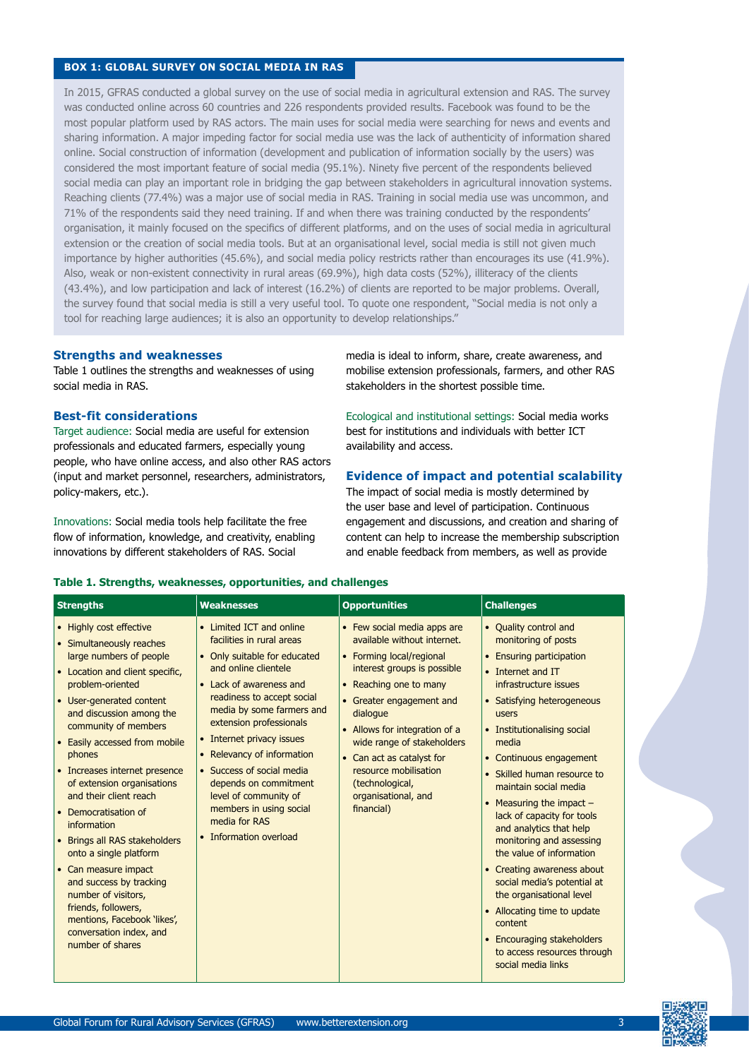**BOX 1: GLOBAL SURVEY ON SOCIAL MEDIA IN RAS**

In 2015, GFRAS conducted a global survey on the use of social media in agricultural extension and RAS. The survey was conducted online across 60 countries and 226 respondents provided results. Facebook was found to be the most popular platform used by RAS actors. The main uses for social media were searching for news and events and sharing information. A major impeding factor for social media use was the lack of authenticity of information shared online. Social construction of information (development and publication of information socially by the users) was considered the most important feature of social media (95.1%). Ninety five percent of the respondents believed social media can play an important role in bridging the gap between stakeholders in agricultural innovation systems. Reaching clients (77.4%) was a major use of social media in RAS. Training in social media use was uncommon, and 71% of the respondents said they need training. If and when there was training conducted by the respondents' organisation, it mainly focused on the specifics of different platforms, and on the uses of social media in agricultural extension or the creation of social media tools. But at an organisational level, social media is still not given much importance by higher authorities (45.6%), and social media policy restricts rather than encourages its use (41.9%). Also, weak or non-existent connectivity in rural areas (69.9%), high data costs (52%), illiteracy of the clients (43.4%), and low participation and lack of interest (16.2%) of clients are reported to be major problems. Overall, the survey found that social media is still a very useful tool. To quote one respondent, "Social media is not only a tool for reaching large audiences; it is also an opportunity to develop relationships."

## Strengths and weaknesses

Table 1 outlines the strengths and weaknesses of using social media in RAS.

## Best-fit considerations

Target audience: Social media are useful for extension professionals and educated farmers, especially young people, who have online access, and also other RAS actors (input and market personnel, researchers, administrators, policy-makers, etc.).

Innovations: Social media tools help facilitate the free flow of information, knowledge, and creativity, enabling innovations by different stakeholders of RAS. Social media is ideal to inform, share, create awareness, and mobilise extension professionals, farmers, and other RAS stakeholders in the shortest possible time.

Ecological and institutional settings: Social media works best for institutions and individuals with better ICT availability and access.

## Evidence of impact and potential scalability

The impact of social media is mostly determined by the user base and level of participation. Continuous engagement and discussions, and creation and sharing of content can help to increase the membership subscription and enable feedback from members, as well as provide

**Table 1. Strengths, weaknesses, opportunities, and challenges**

| Strengths | Weaknesses | Opportunities | Challenges |
|---|---|---|---|
| • Highly cost effective<br>• Simultaneously reaches large numbers of people<br>• Location and client specific, problem-oriented<br>• User-generated content and discussion among the community of members<br>• Easily accessed from mobile phones<br>• Increases internet presence of extension organisations and their client reach<br>• Democratisation of information<br>• Brings all RAS stakeholders onto a single platform<br>• Can measure impact and success by tracking number of visitors, friends, followers, mentions, Facebook 'likes', conversation index, and number of shares | • Limited ICT and online facilities in rural areas<br>• Only suitable for educated and online clientele<br>• Lack of awareness and readiness to accept social media by some farmers and extension professionals<br>• Internet privacy issues<br>• Relevancy of information<br>• Success of social media depends on commitment level of community of members in using social media for RAS<br>• Information overload | • Few social media apps are available without internet.<br>• Forming local/regional interest groups is possible<br>• Reaching one to many<br>• Greater engagement and dialogue<br>• Allows for integration of a wide range of stakeholders<br>• Can act as catalyst for resource mobilisation (technological, organisational, and financial) | • Quality control and monitoring of posts<br>• Ensuring participation<br>• Internet and IT infrastructure issues<br>• Satisfying heterogeneous users<br>• Institutionalising social media<br>• Continuous engagement<br>• Skilled human resource to maintain social media<br>• Measuring the impact – lack of capacity for tools and analytics that help monitoring and assessing the value of information<br>• Creating awareness about social media's potential at the organisational level<br>• Allocating time to update content<br>• Encouraging stakeholders to access resources through social media links |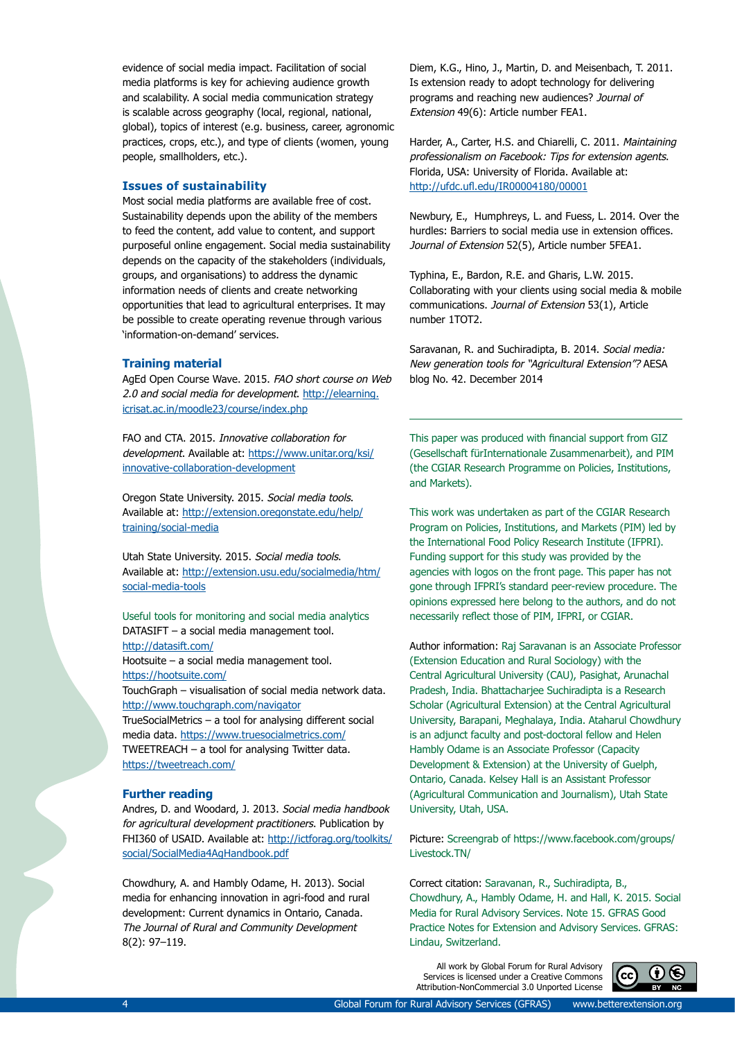evidence of social media impact. Facilitation of social media platforms is key for achieving audience growth and scalability. A social media communication strategy is scalable across geography (local, regional, national, global), topics of interest (e.g. business, career, agronomic practices, crops, etc.), and type of clients (women, young people, smallholders, etc.).

## Issues of sustainability

Most social media platforms are available free of cost. Sustainability depends upon the ability of the members to feed the content, add value to content, and support purposeful online engagement. Social media sustainability depends on the capacity of the stakeholders (individuals, groups, and organisations) to address the dynamic information needs of clients and create networking opportunities that lead to agricultural enterprises. It may be possible to create operating revenue through various 'information-on-demand' services.

## Training material

AgEd Open Course Wave. 2015. *FAO short course on Web 2.0 and social media for development*. http://elearning.icrisat.ac.in/moodle23/course/index.php

FAO and CTA. 2015. *Innovative collaboration for development*. Available at: https://www.unitar.org/ksi/innovative-collaboration-development

Oregon State University. 2015. *Social media tools*. Available at: http://extension.oregonstate.edu/help/training/social-media

Utah State University. 2015. *Social media tools*. Available at: http://extension.usu.edu/socialmedia/htm/social-media-tools

Useful tools for monitoring and social media analytics

DATASIFT – a social media management tool. http://datasift.com/

Hootsuite – a social media management tool. https://hootsuite.com/

TouchGraph – visualisation of social media network data. http://www.touchgraph.com/navigator

TrueSocialMetrics – a tool for analysing different social media data. https://www.truesocialmetrics.com/

TWEETREACH – a tool for analysing Twitter data. https://tweetreach.com/

## Further reading

Andres, D. and Woodard, J. 2013. *Social media handbook for agricultural development practitioners*. Publication by FHI360 of USAID. Available at: http://ictforag.org/toolkits/social/SocialMedia4AgHandbook.pdf

Chowdhury, A. and Hambly Odame, H. 2013). Social media for enhancing innovation in agri-food and rural development: Current dynamics in Ontario, Canada. *The Journal of Rural and Community Development* 8(2): 97–119.

Diem, K.G., Hino, J., Martin, D. and Meisenbach, T. 2011. Is extension ready to adopt technology for delivering programs and reaching new audiences? *Journal of Extension* 49(6): Article number FEA1.

Harder, A., Carter, H.S. and Chiarelli, C. 2011. *Maintaining professionalism on Facebook: Tips for extension agents*. Florida, USA: University of Florida. Available at: http://ufdc.ufl.edu/IR00004180/00001

Newbury, E., Humphreys, L. and Fuess, L. 2014. Over the hurdles: Barriers to social media use in extension offices. *Journal of Extension* 52(5), Article number 5FEA1.

Typhina, E., Bardon, R.E. and Gharis, L.W. 2015. Collaborating with your clients using social media & mobile communications. *Journal of Extension* 53(1), Article number 1TOT2.

Saravanan, R. and Suchiradipta, B. 2014. *Social media: New generation tools for "Agricultural Extension"?* AESA blog No. 42. December 2014

---

This paper was produced with financial support from GIZ (Gesellschaft fürInternationale Zusammenarbeit), and PIM (the CGIAR Research Programme on Policies, Institutions, and Markets).

This work was undertaken as part of the CGIAR Research Program on Policies, Institutions, and Markets (PIM) led by the International Food Policy Research Institute (IFPRI). Funding support for this study was provided by the agencies with logos on the front page. This paper has not gone through IFPRI's standard peer-review procedure. The opinions expressed here belong to the authors, and do not necessarily reflect those of PIM, IFPRI, or CGIAR.

Author information: Raj Saravanan is an Associate Professor (Extension Education and Rural Sociology) with the Central Agricultural University (CAU), Pasighat, Arunachal Pradesh, India. Bhattacharjee Suchiradipta is a Research Scholar (Agricultural Extension) at the Central Agricultural University, Barapani, Meghalaya, India. Ataharul Chowdhury is an adjunct faculty and post-doctoral fellow and Helen Hambly Odame is an Associate Professor (Capacity Development & Extension) at the University of Guelph, Ontario, Canada. Kelsey Hall is an Assistant Professor (Agricultural Communication and Journalism), Utah State University, Utah, USA.

Picture: Screengrab of https://www.facebook.com/groups/Livestock.TN/

Correct citation: Saravanan, R., Suchiradipta, B., Chowdhury, A., Hambly Odame, H. and Hall, K. 2015. Social Media for Rural Advisory Services. Note 15. GFRAS Good Practice Notes for Extension and Advisory Services. GFRAS: Lindau, Switzerland.

All work by Global Forum for Rural Advisory Services is licensed under a Creative Commons Attribution-NonCommercial 3.0 Unported License